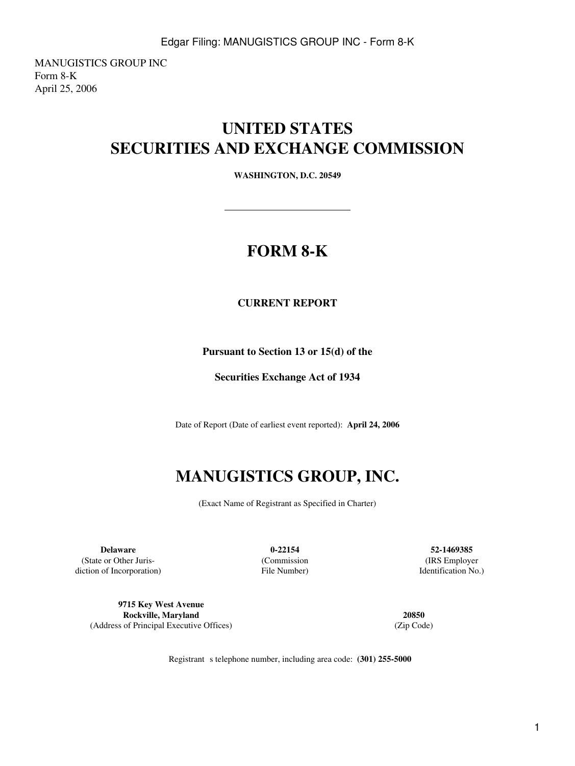MANUGISTICS GROUP INC
Form 8-K
April 25, 2006

# UNITED STATES
# SECURITIES AND EXCHANGE COMMISSION

**WASHINGTON, D.C. 20549**

---

# FORM 8-K

**CURRENT REPORT**

**Pursuant to Section 13 or 15(d) of the**

**Securities Exchange Act of 1934**

Date of Report (Date of earliest event reported): **April 24, 2006**

# MANUGISTICS GROUP, INC.

(Exact Name of Registrant as Specified in Charter)

| **Delaware** | **0-22154** | **52-1469385** |
|---|---|---|
| (State or Other Jurisdiction of Incorporation) | (Commission File Number) | (IRS Employer Identification No.) |

| **9715 Key West Avenue Rockville, Maryland** | **20850** |
|---|---|
| (Address of Principal Executive Offices) | (Zip Code) |

Registrant s telephone number, including area code: **(301) 255-5000**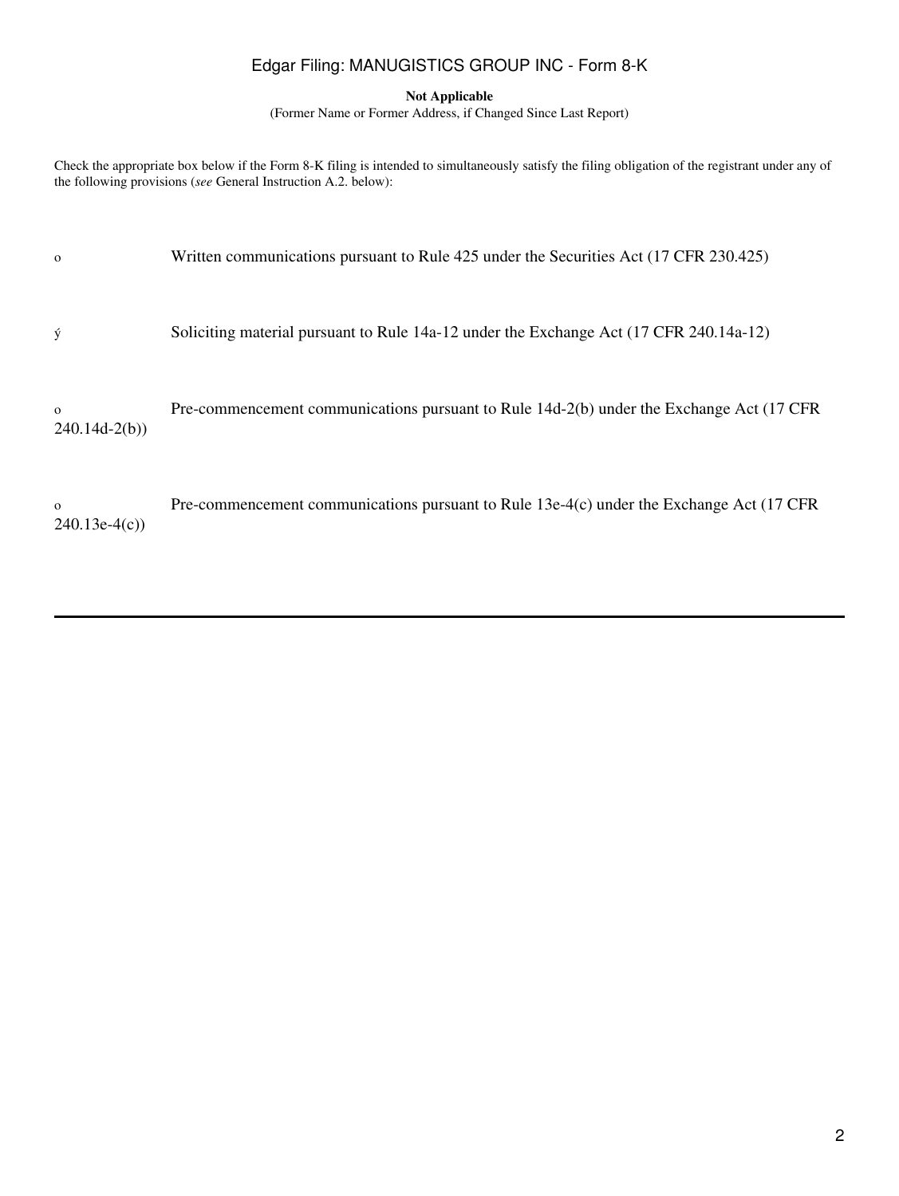**Not Applicable**

(Former Name or Former Address, if Changed Since Last Report)

Check the appropriate box below if the Form 8-K filing is intended to simultaneously satisfy the filing obligation of the registrant under any of the following provisions (*see* General Instruction A.2. below):

o Written communications pursuant to Rule 425 under the Securities Act (17 CFR 230.425)

ý Soliciting material pursuant to Rule 14a-12 under the Exchange Act (17 CFR 240.14a-12)

o Pre-commencement communications pursuant to Rule 14d-2(b) under the Exchange Act (17 CFR 240.14d-2(b))

o Pre-commencement communications pursuant to Rule 13e-4(c) under the Exchange Act (17 CFR 240.13e-4(c))

---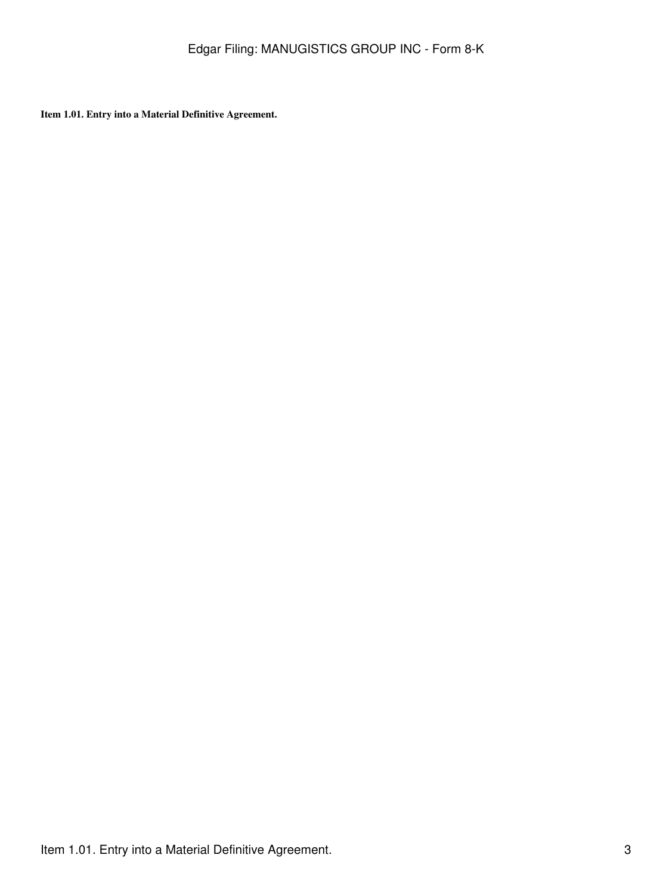**Item 1.01. Entry into a Material Definitive Agreement.**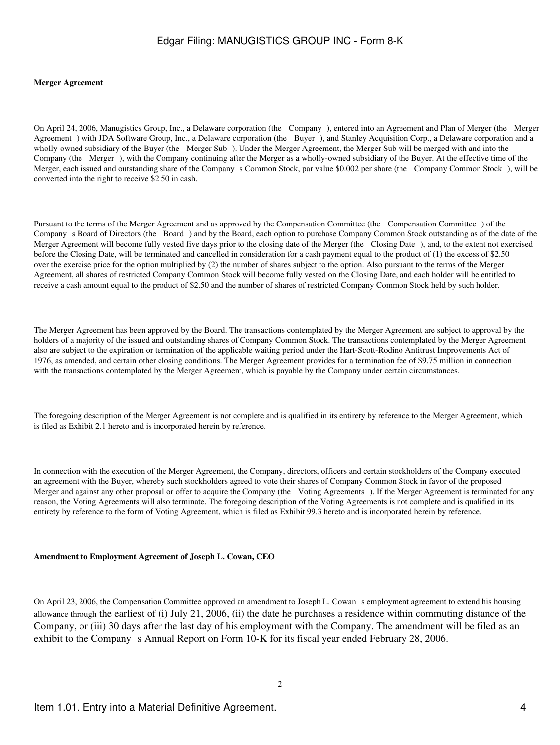**Merger Agreement**

On April 24, 2006, Manugistics Group, Inc., a Delaware corporation (the Company ), entered into an Agreement and Plan of Merger (the Merger Agreement ) with JDA Software Group, Inc., a Delaware corporation (the Buyer ), and Stanley Acquisition Corp., a Delaware corporation and a wholly-owned subsidiary of the Buyer (the Merger Sub ). Under the Merger Agreement, the Merger Sub will be merged with and into the Company (the Merger ), with the Company continuing after the Merger as a wholly-owned subsidiary of the Buyer. At the effective time of the Merger, each issued and outstanding share of the Company s Common Stock, par value $0.002 per share (the Company Common Stock ), will be converted into the right to receive $2.50 in cash.

Pursuant to the terms of the Merger Agreement and as approved by the Compensation Committee (the Compensation Committee ) of the Company s Board of Directors (the Board ) and by the Board, each option to purchase Company Common Stock outstanding as of the date of the Merger Agreement will become fully vested five days prior to the closing date of the Merger (the Closing Date ), and, to the extent not exercised before the Closing Date, will be terminated and cancelled in consideration for a cash payment equal to the product of (1) the excess of $2.50 over the exercise price for the option multiplied by (2) the number of shares subject to the option. Also pursuant to the terms of the Merger Agreement, all shares of restricted Company Common Stock will become fully vested on the Closing Date, and each holder will be entitled to receive a cash amount equal to the product of $2.50 and the number of shares of restricted Company Common Stock held by such holder.

The Merger Agreement has been approved by the Board. The transactions contemplated by the Merger Agreement are subject to approval by the holders of a majority of the issued and outstanding shares of Company Common Stock. The transactions contemplated by the Merger Agreement also are subject to the expiration or termination of the applicable waiting period under the Hart-Scott-Rodino Antitrust Improvements Act of 1976, as amended, and certain other closing conditions. The Merger Agreement provides for a termination fee of $9.75 million in connection with the transactions contemplated by the Merger Agreement, which is payable by the Company under certain circumstances.

The foregoing description of the Merger Agreement is not complete and is qualified in its entirety by reference to the Merger Agreement, which is filed as Exhibit 2.1 hereto and is incorporated herein by reference.

In connection with the execution of the Merger Agreement, the Company, directors, officers and certain stockholders of the Company executed an agreement with the Buyer, whereby such stockholders agreed to vote their shares of Company Common Stock in favor of the proposed Merger and against any other proposal or offer to acquire the Company (the Voting Agreements ). If the Merger Agreement is terminated for any reason, the Voting Agreements will also terminate. The foregoing description of the Voting Agreements is not complete and is qualified in its entirety by reference to the form of Voting Agreement, which is filed as Exhibit 99.3 hereto and is incorporated herein by reference.

**Amendment to Employment Agreement of Joseph L. Cowan, CEO**

On April 23, 2006, the Compensation Committee approved an amendment to Joseph L. Cowan s employment agreement to extend his housing allowance through the earliest of (i) July 21, 2006, (ii) the date he purchases a residence within commuting distance of the Company, or (iii) 30 days after the last day of his employment with the Company. The amendment will be filed as an exhibit to the Company s Annual Report on Form 10-K for its fiscal year ended February 28, 2006.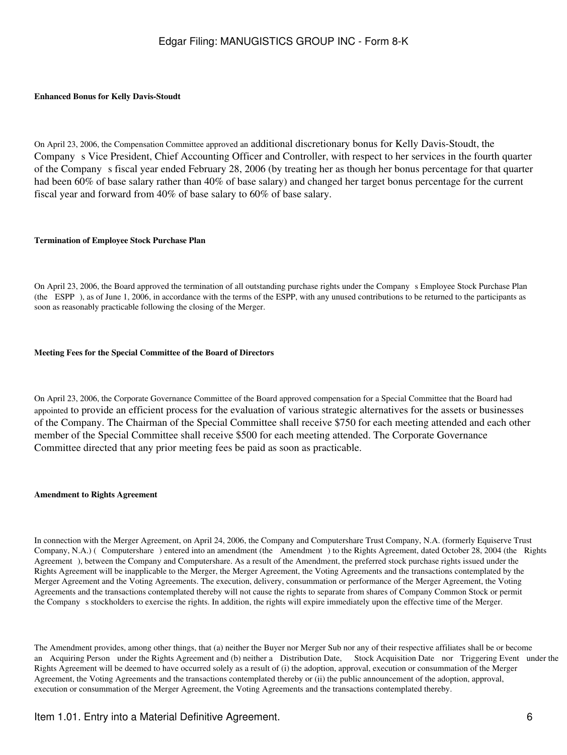**Enhanced Bonus for Kelly Davis-Stoudt**

On April 23, 2006, the Compensation Committee approved an additional discretionary bonus for Kelly Davis-Stoudt, the Company s Vice President, Chief Accounting Officer and Controller, with respect to her services in the fourth quarter of the Company s fiscal year ended February 28, 2006 (by treating her as though her bonus percentage for that quarter had been 60% of base salary rather than 40% of base salary) and changed her target bonus percentage for the current fiscal year and forward from 40% of base salary to 60% of base salary.

**Termination of Employee Stock Purchase Plan**

On April 23, 2006, the Board approved the termination of all outstanding purchase rights under the Company s Employee Stock Purchase Plan (the ESPP ), as of June 1, 2006, in accordance with the terms of the ESPP, with any unused contributions to be returned to the participants as soon as reasonably practicable following the closing of the Merger.

**Meeting Fees for the Special Committee of the Board of Directors**

On April 23, 2006, the Corporate Governance Committee of the Board approved compensation for a Special Committee that the Board had appointed to provide an efficient process for the evaluation of various strategic alternatives for the assets or businesses of the Company. The Chairman of the Special Committee shall receive $750 for each meeting attended and each other member of the Special Committee shall receive $500 for each meeting attended. The Corporate Governance Committee directed that any prior meeting fees be paid as soon as practicable.

**Amendment to Rights Agreement**

In connection with the Merger Agreement, on April 24, 2006, the Company and Computershare Trust Company, N.A. (formerly Equiserve Trust Company, N.A.) ( Computershare ) entered into an amendment (the Amendment ) to the Rights Agreement, dated October 28, 2004 (the Rights Agreement ), between the Company and Computershare. As a result of the Amendment, the preferred stock purchase rights issued under the Rights Agreement will be inapplicable to the Merger, the Merger Agreement, the Voting Agreements and the transactions contemplated by the Merger Agreement and the Voting Agreements. The execution, delivery, consummation or performance of the Merger Agreement, the Voting Agreements and the transactions contemplated thereby will not cause the rights to separate from shares of Company Common Stock or permit the Company s stockholders to exercise the rights. In addition, the rights will expire immediately upon the effective time of the Merger.

The Amendment provides, among other things, that (a) neither the Buyer nor Merger Sub nor any of their respective affiliates shall be or become an Acquiring Person under the Rights Agreement and (b) neither a Distribution Date, Stock Acquisition Date nor Triggering Event under the Rights Agreement will be deemed to have occurred solely as a result of (i) the adoption, approval, execution or consummation of the Merger Agreement, the Voting Agreements and the transactions contemplated thereby or (ii) the public announcement of the adoption, approval, execution or consummation of the Merger Agreement, the Voting Agreements and the transactions contemplated thereby.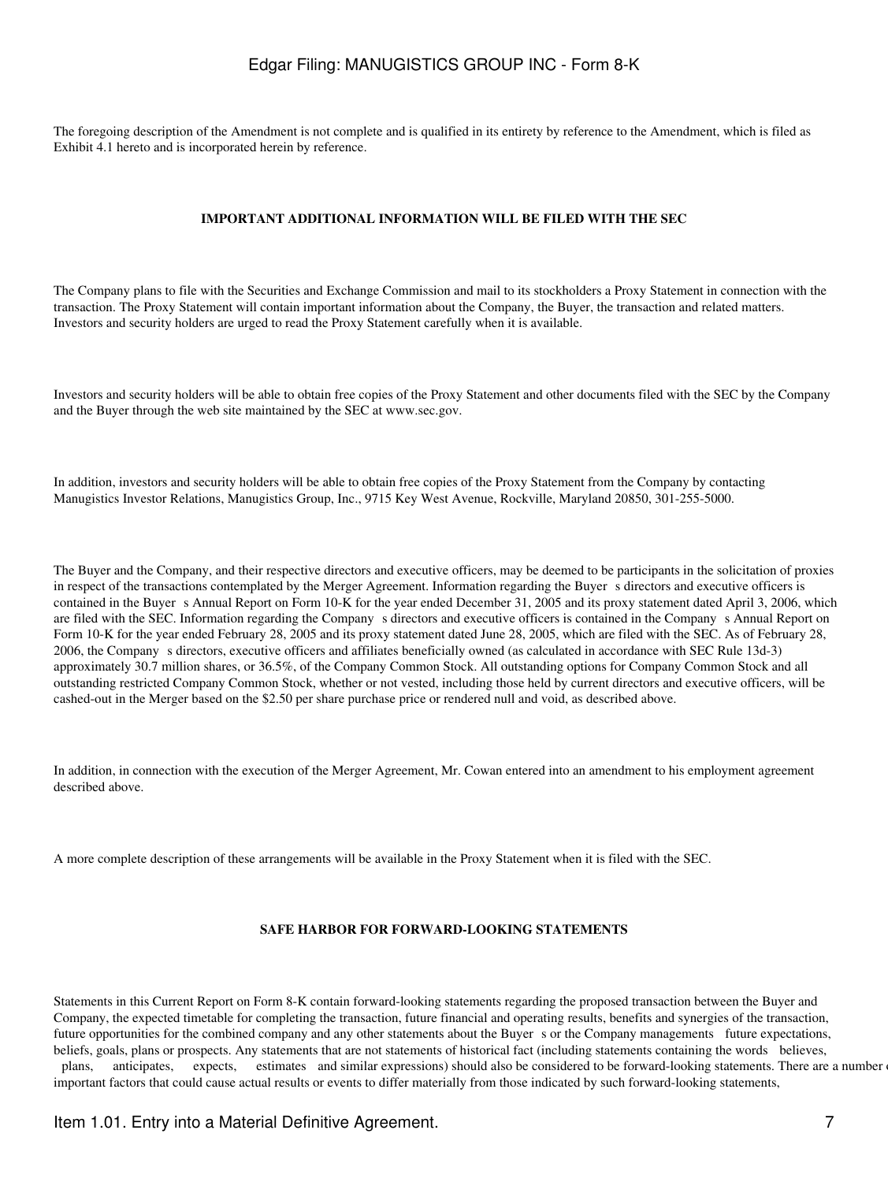The foregoing description of the Amendment is not complete and is qualified in its entirety by reference to the Amendment, which is filed as Exhibit 4.1 hereto and is incorporated herein by reference.

**IMPORTANT ADDITIONAL INFORMATION WILL BE FILED WITH THE SEC**

The Company plans to file with the Securities and Exchange Commission and mail to its stockholders a Proxy Statement in connection with the transaction. The Proxy Statement will contain important information about the Company, the Buyer, the transaction and related matters. Investors and security holders are urged to read the Proxy Statement carefully when it is available.

Investors and security holders will be able to obtain free copies of the Proxy Statement and other documents filed with the SEC by the Company and the Buyer through the web site maintained by the SEC at www.sec.gov.

In addition, investors and security holders will be able to obtain free copies of the Proxy Statement from the Company by contacting Manugistics Investor Relations, Manugistics Group, Inc., 9715 Key West Avenue, Rockville, Maryland 20850, 301-255-5000.

The Buyer and the Company, and their respective directors and executive officers, may be deemed to be participants in the solicitation of proxies in respect of the transactions contemplated by the Merger Agreement. Information regarding the Buyer s directors and executive officers is contained in the Buyer s Annual Report on Form 10-K for the year ended December 31, 2005 and its proxy statement dated April 3, 2006, which are filed with the SEC. Information regarding the Company s directors and executive officers is contained in the Company s Annual Report on Form 10-K for the year ended February 28, 2005 and its proxy statement dated June 28, 2005, which are filed with the SEC. As of February 28, 2006, the Company s directors, executive officers and affiliates beneficially owned (as calculated in accordance with SEC Rule 13d-3) approximately 30.7 million shares, or 36.5%, of the Company Common Stock. All outstanding options for Company Common Stock and all outstanding restricted Company Common Stock, whether or not vested, including those held by current directors and executive officers, will be cashed-out in the Merger based on the $2.50 per share purchase price or rendered null and void, as described above.

In addition, in connection with the execution of the Merger Agreement, Mr. Cowan entered into an amendment to his employment agreement described above.

A more complete description of these arrangements will be available in the Proxy Statement when it is filed with the SEC.

**SAFE HARBOR FOR FORWARD-LOOKING STATEMENTS**

Statements in this Current Report on Form 8-K contain forward-looking statements regarding the proposed transaction between the Buyer and Company, the expected timetable for completing the transaction, future financial and operating results, benefits and synergies of the transaction, future opportunities for the combined company and any other statements about the Buyer s or the Company managements future expectations, beliefs, goals, plans or prospects. Any statements that are not statements of historical fact (including statements containing the words believes, plans, anticipates, expects, estimates and similar expressions) should also be considered to be forward-looking statements. There are a number of important factors that could cause actual results or events to differ materially from those indicated by such forward-looking statements,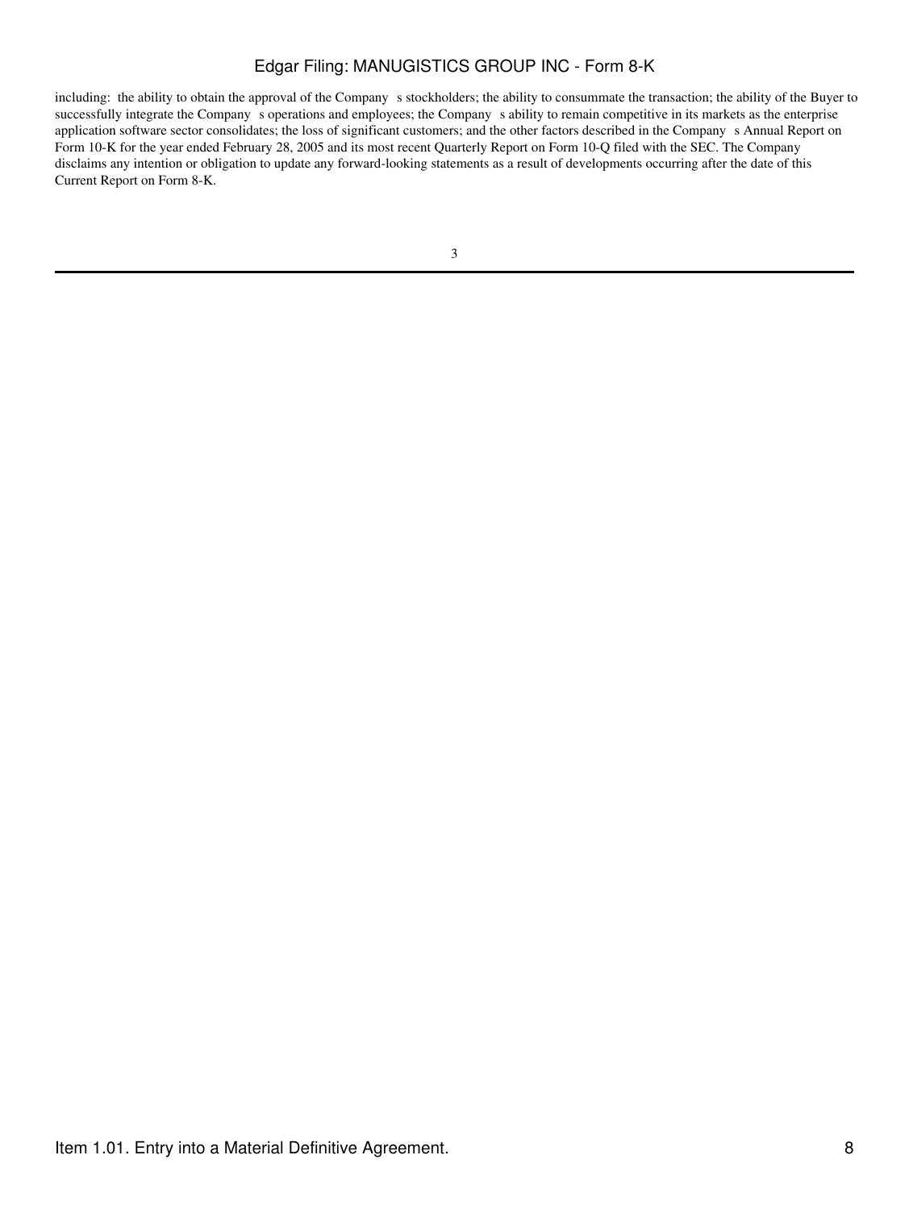including: the ability to obtain the approval of the Company s stockholders; the ability to consummate the transaction; the ability of the Buyer to successfully integrate the Company s operations and employees; the Company s ability to remain competitive in its markets as the enterprise application software sector consolidates; the loss of significant customers; and the other factors described in the Company s Annual Report on Form 10-K for the year ended February 28, 2005 and its most recent Quarterly Report on Form 10-Q filed with the SEC. The Company disclaims any intention or obligation to update any forward-looking statements as a result of developments occurring after the date of this Current Report on Form 8-K.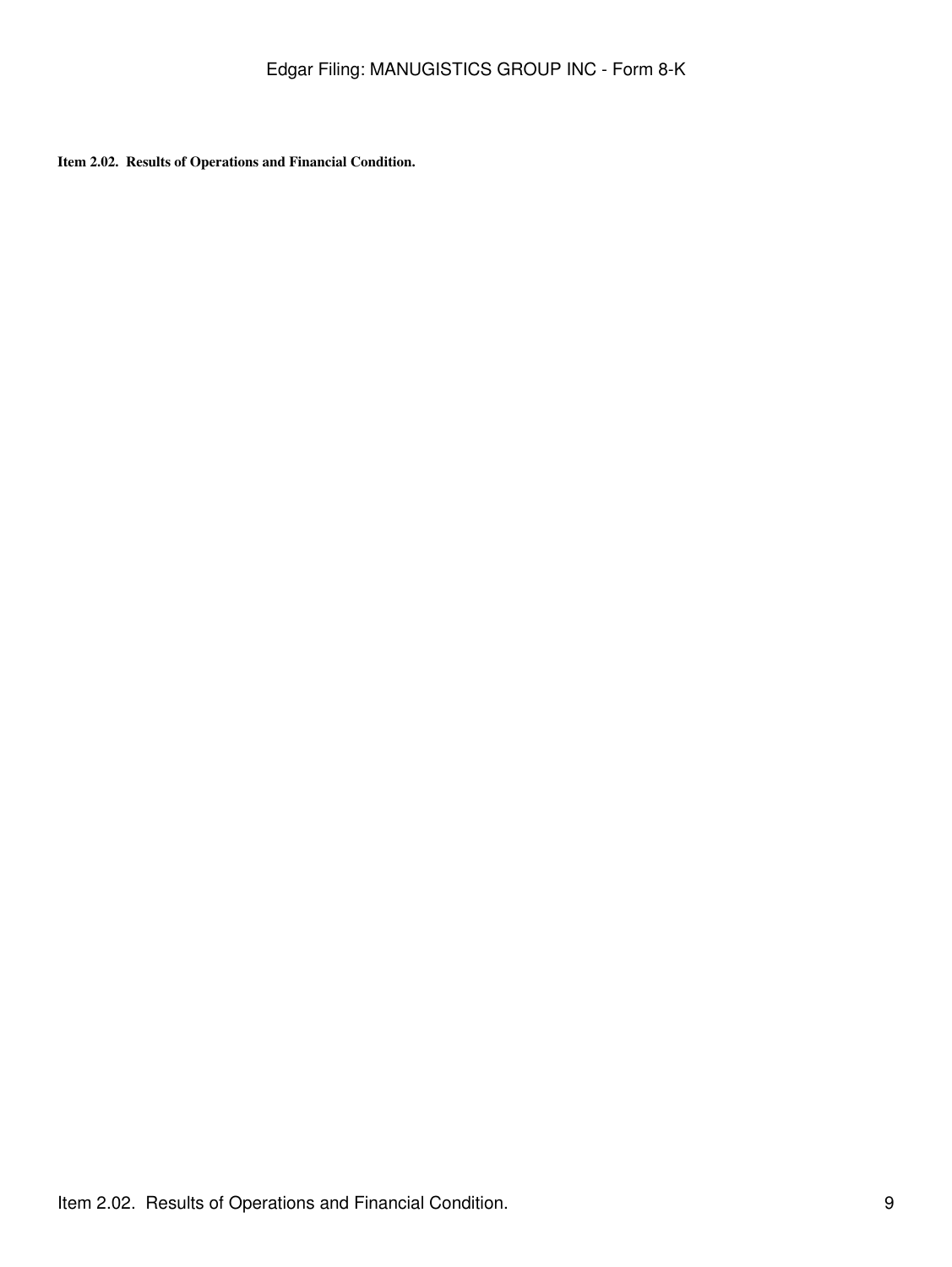**Item 2.02. Results of Operations and Financial Condition.**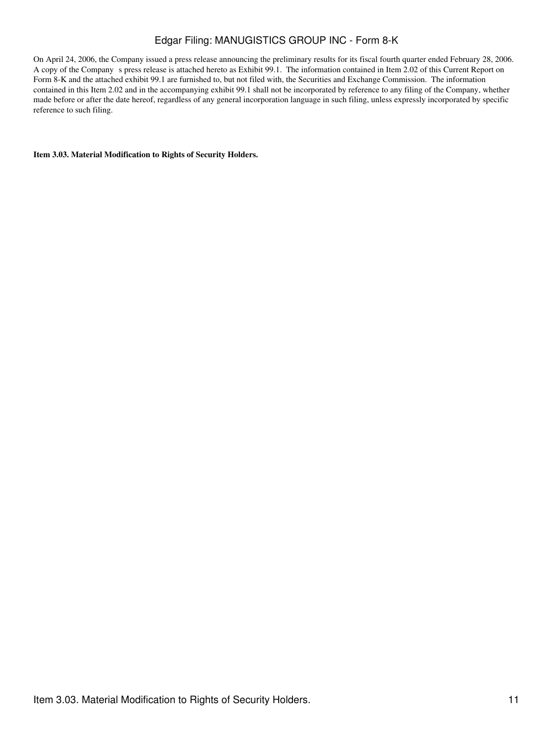On April 24, 2006, the Company issued a press release announcing the preliminary results for its fiscal fourth quarter ended February 28, 2006. A copy of the Company s press release is attached hereto as Exhibit 99.1. The information contained in Item 2.02 of this Current Report on Form 8-K and the attached exhibit 99.1 are furnished to, but not filed with, the Securities and Exchange Commission. The information contained in this Item 2.02 and in the accompanying exhibit 99.1 shall not be incorporated by reference to any filing of the Company, whether made before or after the date hereof, regardless of any general incorporation language in such filing, unless expressly incorporated by specific reference to such filing.

**Item 3.03. Material Modification to Rights of Security Holders.**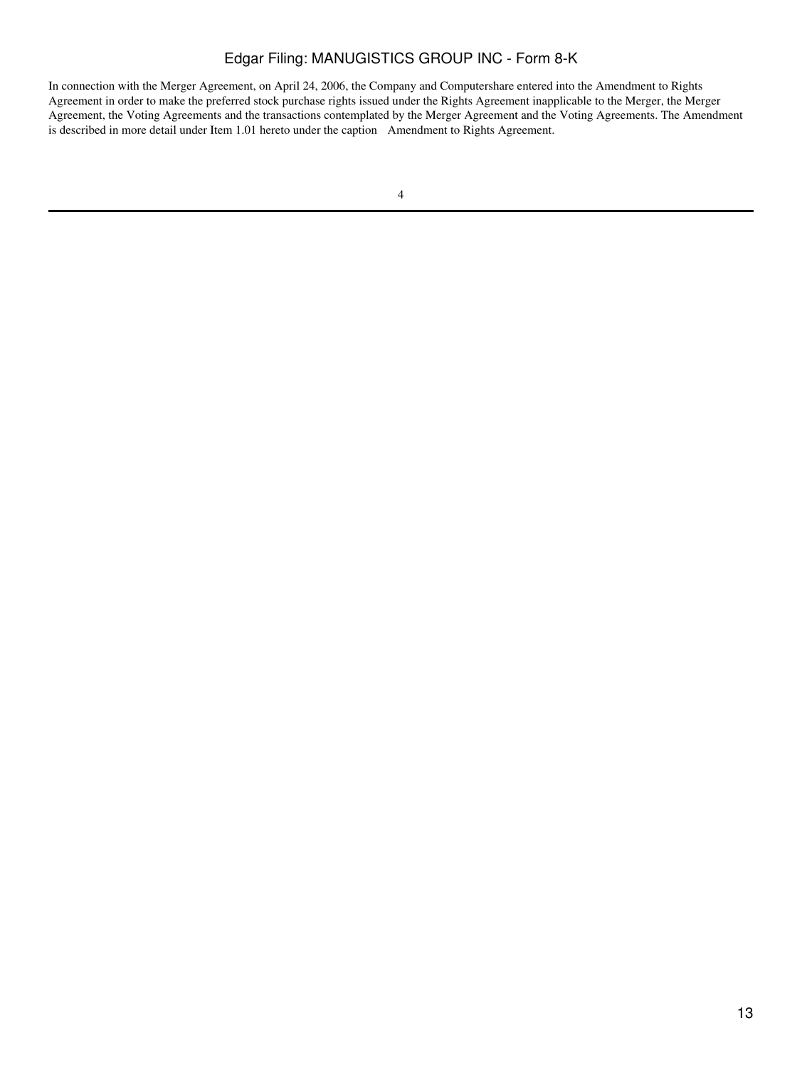In connection with the Merger Agreement, on April 24, 2006, the Company and Computershare entered into the Amendment to Rights Agreement in order to make the preferred stock purchase rights issued under the Rights Agreement inapplicable to the Merger, the Merger Agreement, the Voting Agreements and the transactions contemplated by the Merger Agreement and the Voting Agreements. The Amendment is described in more detail under Item 1.01 hereto under the caption Amendment to Rights Agreement.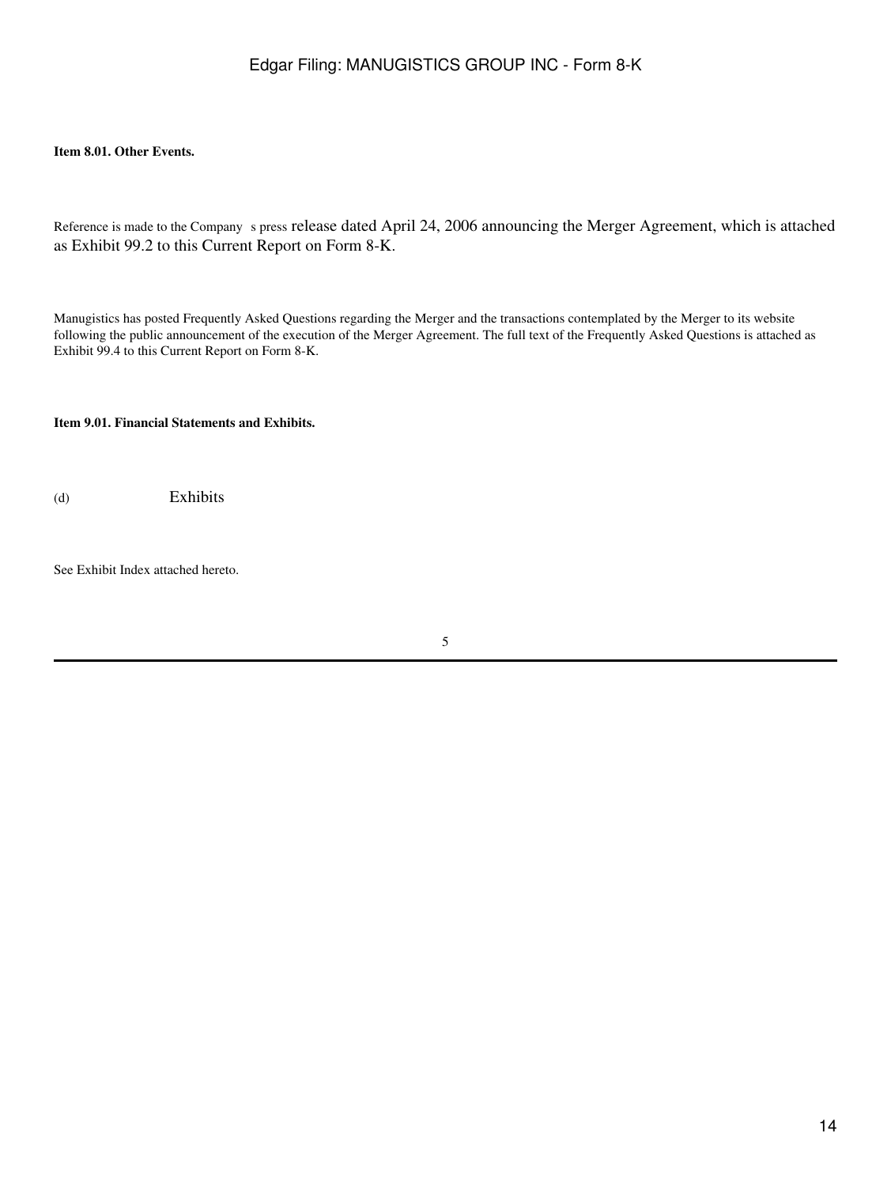**Item 8.01. Other Events.**

Reference is made to the Company s press release dated April 24, 2006 announcing the Merger Agreement, which is attached as Exhibit 99.2 to this Current Report on Form 8-K.

Manugistics has posted Frequently Asked Questions regarding the Merger and the transactions contemplated by the Merger to its website following the public announcement of the execution of the Merger Agreement. The full text of the Frequently Asked Questions is attached as Exhibit 99.4 to this Current Report on Form 8-K.

**Item 9.01. Financial Statements and Exhibits.**

(d) Exhibits

See Exhibit Index attached hereto.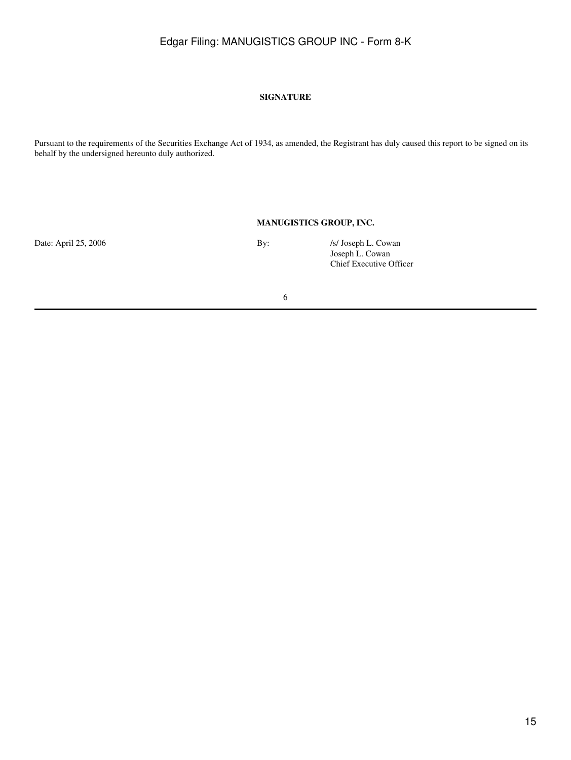**SIGNATURE**

Pursuant to the requirements of the Securities Exchange Act of 1934, as amended, the Registrant has duly caused this report to be signed on its behalf by the undersigned hereunto duly authorized.

**MANUGISTICS GROUP, INC.**

Date: April 25, 2006

By: /s/ Joseph L. Cowan
Joseph L. Cowan
Chief Executive Officer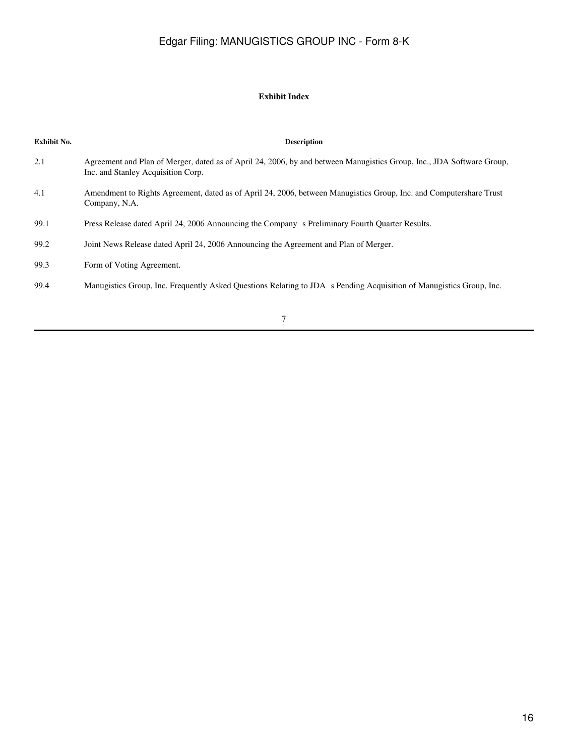**Exhibit Index**

| Exhibit No. | Description |
| --- | --- |
| 2.1 | Agreement and Plan of Merger, dated as of April 24, 2006, by and between Manugistics Group, Inc., JDA Software Group, Inc. and Stanley Acquisition Corp. |
| 4.1 | Amendment to Rights Agreement, dated as of April 24, 2006, between Manugistics Group, Inc. and Computershare Trust Company, N.A. |
| 99.1 | Press Release dated April 24, 2006 Announcing the Company s Preliminary Fourth Quarter Results. |
| 99.2 | Joint News Release dated April 24, 2006 Announcing the Agreement and Plan of Merger. |
| 99.3 | Form of Voting Agreement. |
| 99.4 | Manugistics Group, Inc. Frequently Asked Questions Relating to JDA s Pending Acquisition of Manugistics Group, Inc. |